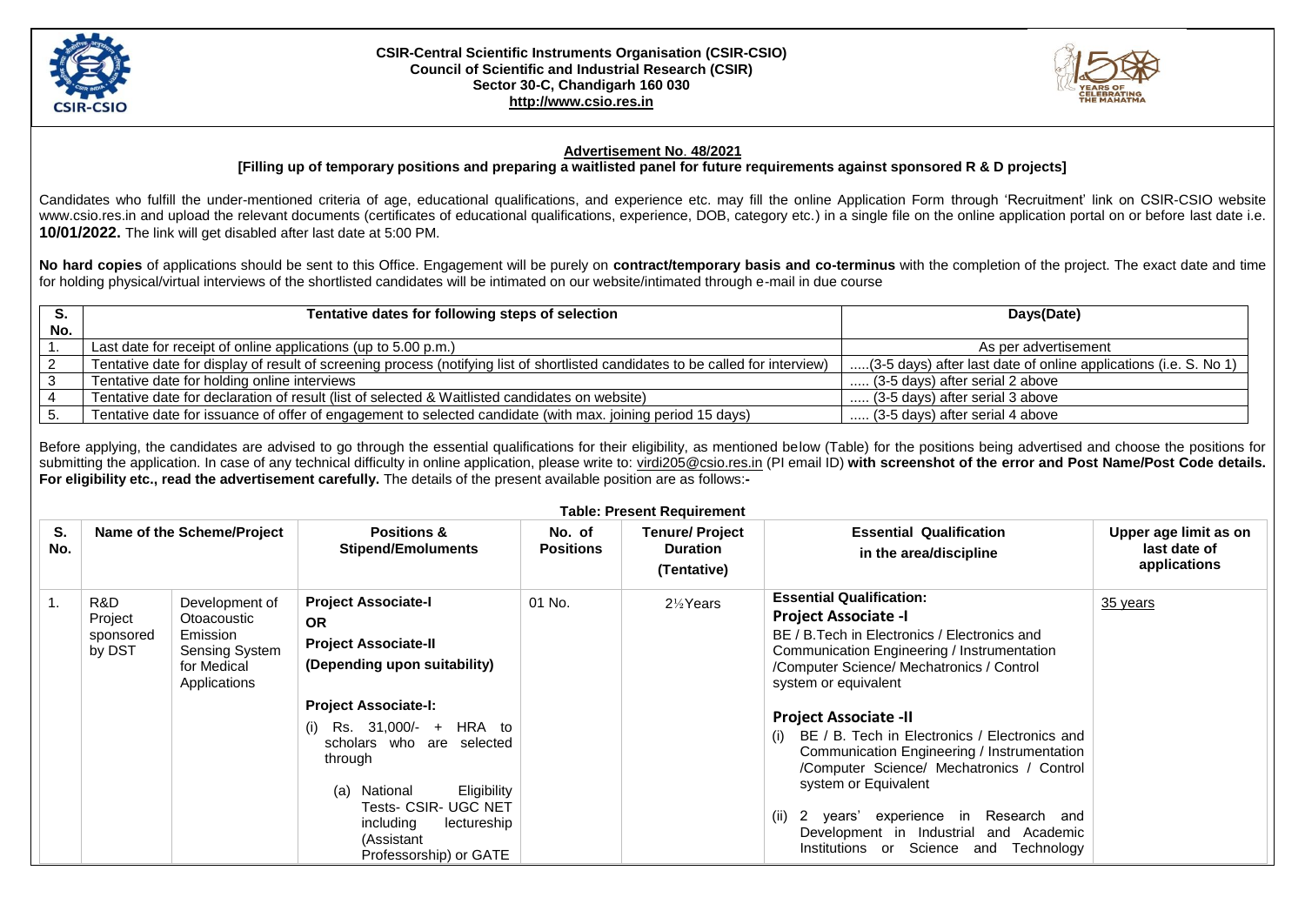**CSIR-Central Scientific Instruments Organisation (CSIR-CSIO)**
**Council of Scientific and Industrial Research (CSIR)**
**Sector 30-C, Chandigarh 160 030**
**http://www.csio.res.in**

## Advertisement No. 48/2021

**[Filling up of temporary positions and preparing a waitlisted panel for future requirements against sponsored R & D projects]**

Candidates who fulfill the under-mentioned criteria of age, educational qualifications, and experience etc. may fill the online Application Form through 'Recruitment' link on CSIR-CSIO website www.csio.res.in and upload the relevant documents (certificates of educational qualifications, experience, DOB, category etc.) in a single file on the online application portal on or before last date i.e. **10/01/2022.** The link will get disabled after last date at 5:00 PM.

**No hard copies** of applications should be sent to this Office. Engagement will be purely on **contract/temporary basis and co-terminus** with the completion of the project. The exact date and time for holding physical/virtual interviews of the shortlisted candidates will be intimated on our website/intimated through e-mail in due course

| S. No. | Tentative dates for following steps of selection | Days(Date) |
|---|---|---|
| 1. | Last date for receipt of online applications (up to 5.00 p.m.) | As per advertisement |
| 2 | Tentative date for display of result of screening process (notifying list of shortlisted candidates to be called for interview) | .....(3-5 days) after last date of online applications (i.e. S. No 1) |
| 3 | Tentative date for holding online interviews | ..... (3-5 days) after serial 2 above |
| 4 | Tentative date for declaration of result (list of selected & Waitlisted candidates on website) | ..... (3-5 days) after serial 3 above |
| 5. | Tentative date for issuance of offer of engagement to selected candidate (with max. joining period 15 days) | ..... (3-5 days) after serial 4 above |

Before applying, the candidates are advised to go through the essential qualifications for their eligibility, as mentioned below (Table) for the positions being advertised and choose the positions for submitting the application. In case of any technical difficulty in online application, please write to: virdi205@csio.res.in (PI email ID) **with screenshot of the error and Post Name/Post Code details. For eligibility etc., read the advertisement carefully.** The details of the present available position are as follows:-

**Table: Present Requirement**

| S. No. | Name of the Scheme/Project | | Positions & Stipend/Emoluments | No. of Positions | Tenure/ Project Duration (Tentative) | Essential Qualification in the area/discipline | Upper age limit as on last date of applications |
|---|---|---|---|---|---|---|---|
| 1. | R&D Project sponsored by DST | Development of Otoacoustic Emission Sensing System for Medical Applications | **Project Associate-I** **OR** **Project Associate-II** **(Depending upon suitability)**<br><br>**Project Associate-I:**<br>(i) Rs. 31,000/- + HRA to scholars who are selected through<br>(a) National Eligibility Tests- CSIR- UGC NET including lectureship (Assistant Professorship) or GATE | 01 No. | 2½Years | **Essential Qualification:**<br>**Project Associate -I**<br>BE / B.Tech in Electronics / Electronics and Communication Engineering / Instrumentation /Computer Science/ Mechatronics / Control system or equivalent<br><br>**Project Associate -II**<br>(i) BE / B. Tech in Electronics / Electronics and Communication Engineering / Instrumentation /Computer Science/ Mechatronics / Control system or Equivalent<br>(ii) 2 years' experience in Research and Development in Industrial and Academic Institutions or Science and Technology | 35 years |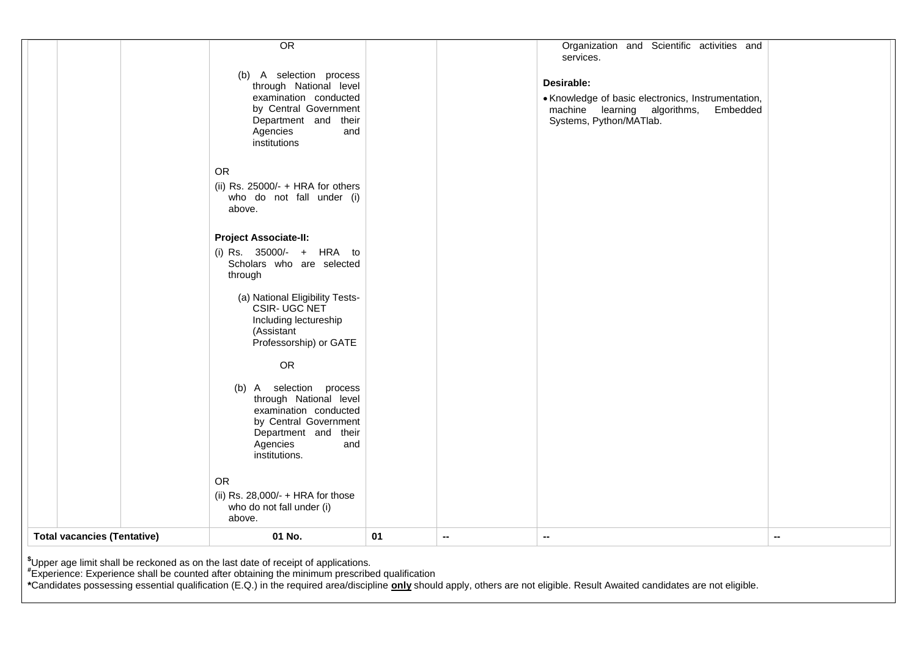| | | | | | | | |
|---|---|---|---|---|---|---|---|
| | | | OR<br><br>(b) A selection process through National level examination conducted by Central Government Department and their Agencies and institutions<br><br>OR<br>(ii) Rs. 25000/- + HRA for others who do not fall under (i) above.<br><br>**Project Associate-II:**<br>(i) Rs. 35000/- + HRA to Scholars who are selected through<br><br>(a) National Eligibility Tests- CSIR- UGC NET Including lectureship (Assistant Professorship) or GATE<br><br>OR<br><br>(b) A selection process through National level examination conducted by Central Government Department and their Agencies and institutions.<br><br>OR<br>(ii) Rs. 28,000/- + HRA for those who do not fall under (i) above. | | | Organization and Scientific activities and services.<br><br>**Desirable:**<br>• Knowledge of basic electronics, Instrumentation, machine learning algorithms, Embedded Systems, Python/MATlab. | |
| **Total vacancies (Tentative)** | | | **01 No.** | **01** | **--** | **--** | **--** |

[$]Upper age limit shall be reckoned as on the last date of receipt of applications.
[#]Experience: Experience shall be counted after obtaining the minimum prescribed qualification
**\***Candidates possessing essential qualification (E.Q.) in the required area/discipline **only** should apply, others are not eligible. Result Awaited candidates are not eligible.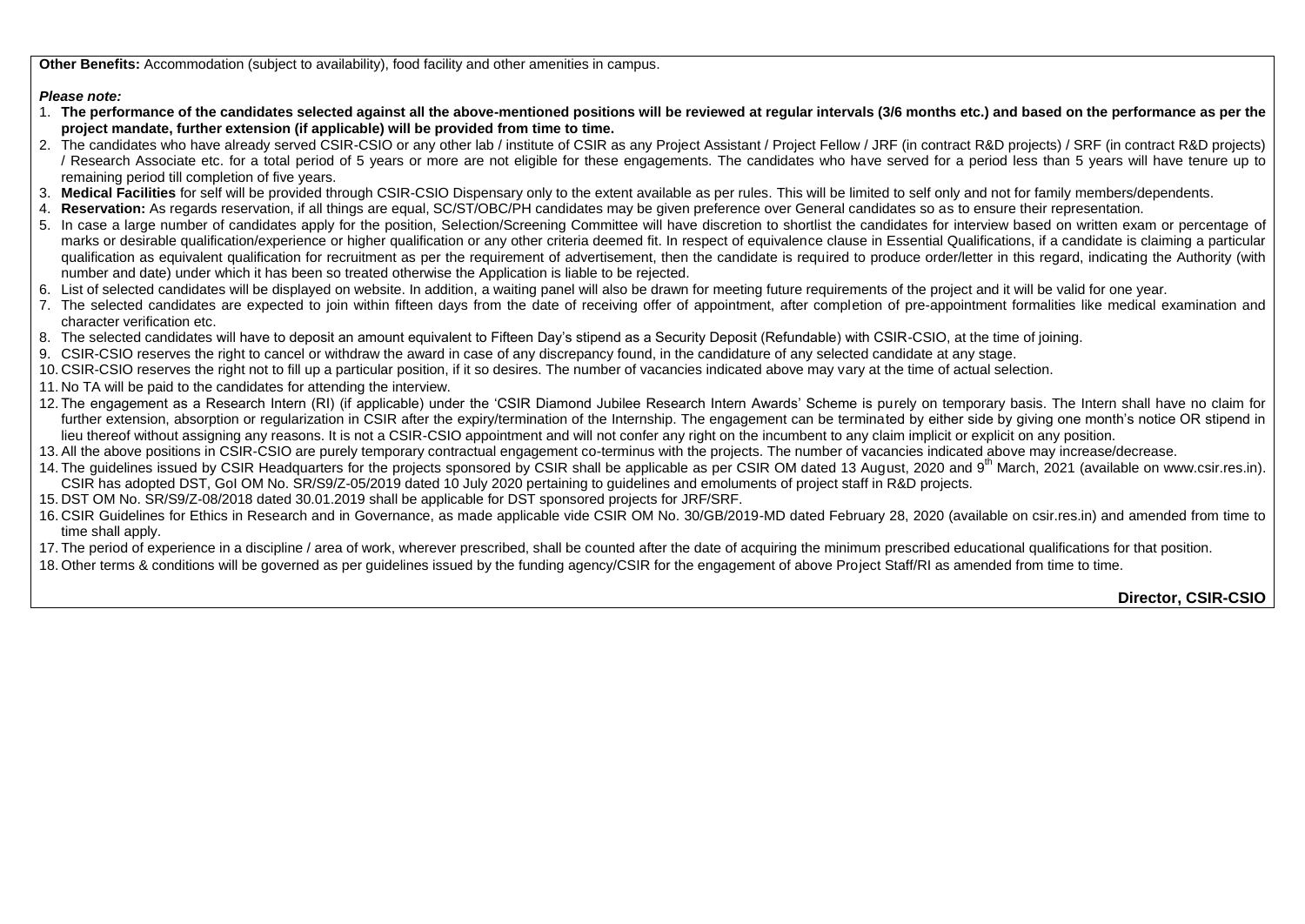**Other Benefits:** Accommodation (subject to availability), food facility and other amenities in campus.

***Please note:***

1. **The performance of the candidates selected against all the above-mentioned positions will be reviewed at regular intervals (3/6 months etc.) and based on the performance as per the project mandate, further extension (if applicable) will be provided from time to time.**
2. The candidates who have already served CSIR-CSIO or any other lab / institute of CSIR as any Project Assistant / Project Fellow / JRF (in contract R&D projects) / SRF (in contract R&D projects) / Research Associate etc. for a total period of 5 years or more are not eligible for these engagements. The candidates who have served for a period less than 5 years will have tenure up to remaining period till completion of five years.
3. **Medical Facilities** for self will be provided through CSIR-CSIO Dispensary only to the extent available as per rules. This will be limited to self only and not for family members/dependents.
4. **Reservation:** As regards reservation, if all things are equal, SC/ST/OBC/PH candidates may be given preference over General candidates so as to ensure their representation.
5. In case a large number of candidates apply for the position, Selection/Screening Committee will have discretion to shortlist the candidates for interview based on written exam or percentage of marks or desirable qualification/experience or higher qualification or any other criteria deemed fit. In respect of equivalence clause in Essential Qualifications, if a candidate is claiming a particular qualification as equivalent qualification for recruitment as per the requirement of advertisement, then the candidate is required to produce order/letter in this regard, indicating the Authority (with number and date) under which it has been so treated otherwise the Application is liable to be rejected.
6. List of selected candidates will be displayed on website. In addition, a waiting panel will also be drawn for meeting future requirements of the project and it will be valid for one year.
7. The selected candidates are expected to join within fifteen days from the date of receiving offer of appointment, after completion of pre-appointment formalities like medical examination and character verification etc.
8. The selected candidates will have to deposit an amount equivalent to Fifteen Day's stipend as a Security Deposit (Refundable) with CSIR-CSIO, at the time of joining.
9. CSIR-CSIO reserves the right to cancel or withdraw the award in case of any discrepancy found, in the candidature of any selected candidate at any stage.
10. CSIR-CSIO reserves the right not to fill up a particular position, if it so desires. The number of vacancies indicated above may vary at the time of actual selection.
11. No TA will be paid to the candidates for attending the interview.
12. The engagement as a Research Intern (RI) (if applicable) under the 'CSIR Diamond Jubilee Research Intern Awards' Scheme is purely on temporary basis. The Intern shall have no claim for further extension, absorption or regularization in CSIR after the expiry/termination of the Internship. The engagement can be terminated by either side by giving one month's notice OR stipend in lieu thereof without assigning any reasons. It is not a CSIR-CSIO appointment and will not confer any right on the incumbent to any claim implicit or explicit on any position.
13. All the above positions in CSIR-CSIO are purely temporary contractual engagement co-terminus with the projects. The number of vacancies indicated above may increase/decrease.
14. The guidelines issued by CSIR Headquarters for the projects sponsored by CSIR shall be applicable as per CSIR OM dated 13 August, 2020 and 9th March, 2021 (available on www.csir.res.in). CSIR has adopted DST, GoI OM No. SR/S9/Z-05/2019 dated 10 July 2020 pertaining to guidelines and emoluments of project staff in R&D projects.
15. DST OM No. SR/S9/Z-08/2018 dated 30.01.2019 shall be applicable for DST sponsored projects for JRF/SRF.
16. CSIR Guidelines for Ethics in Research and in Governance, as made applicable vide CSIR OM No. 30/GB/2019-MD dated February 28, 2020 (available on csir.res.in) and amended from time to time shall apply.
17. The period of experience in a discipline / area of work, wherever prescribed, shall be counted after the date of acquiring the minimum prescribed educational qualifications for that position.
18. Other terms & conditions will be governed as per guidelines issued by the funding agency/CSIR for the engagement of above Project Staff/RI as amended from time to time.

**Director, CSIR-CSIO**